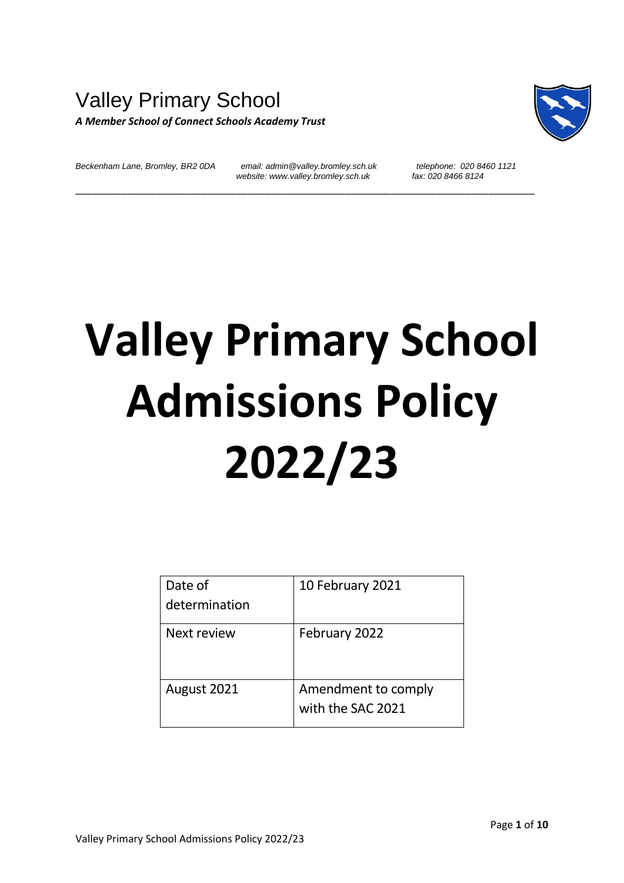Valley Primary School

***A Member School of Connect Schools Academy Trust***

*Beckenham Lane, Bromley, BR2 0DA* *email: admin@valley.bromley.sch.uk* *telephone: 020 8460 1121*
*website: www.valley.bromley.sch.uk* *fax: 020 8466 8124*

---

# Valley Primary School Admissions Policy 2022/23

| Date of determination | 10 February 2021 |
|---|---|
| Next review | February 2022 |
| August 2021 | Amendment to comply with the SAC 2021 |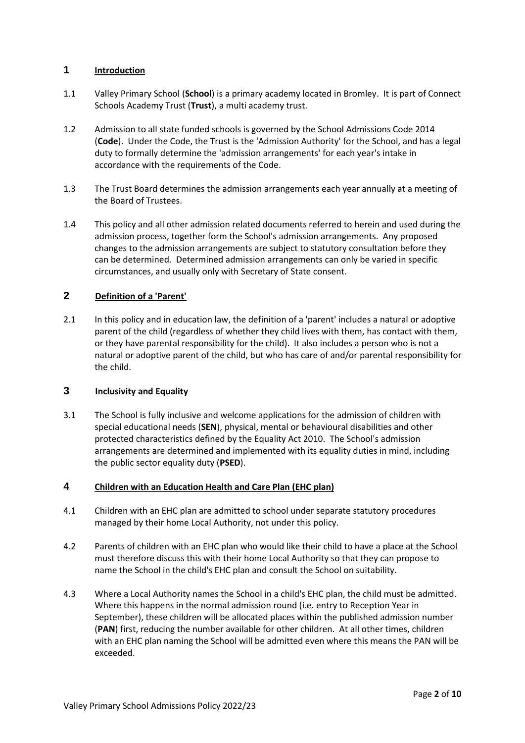## 1 Introduction

1.1 Valley Primary School (**School**) is a primary academy located in Bromley. It is part of Connect Schools Academy Trust (**Trust**), a multi academy trust.

1.2 Admission to all state funded schools is governed by the School Admissions Code 2014 (**Code**). Under the Code, the Trust is the 'Admission Authority' for the School, and has a legal duty to formally determine the 'admission arrangements' for each year's intake in accordance with the requirements of the Code.

1.3 The Trust Board determines the admission arrangements each year annually at a meeting of the Board of Trustees.

1.4 This policy and all other admission related documents referred to herein and used during the admission process, together form the School's admission arrangements. Any proposed changes to the admission arrangements are subject to statutory consultation before they can be determined. Determined admission arrangements can only be varied in specific circumstances, and usually only with Secretary of State consent.

## 2 Definition of a 'Parent'

2.1 In this policy and in education law, the definition of a 'parent' includes a natural or adoptive parent of the child (regardless of whether they child lives with them, has contact with them, or they have parental responsibility for the child). It also includes a person who is not a natural or adoptive parent of the child, but who has care of and/or parental responsibility for the child.

## 3 Inclusivity and Equality

3.1 The School is fully inclusive and welcome applications for the admission of children with special educational needs (**SEN**), physical, mental or behavioural disabilities and other protected characteristics defined by the Equality Act 2010. The School's admission arrangements are determined and implemented with its equality duties in mind, including the public sector equality duty (**PSED**).

## 4 Children with an Education Health and Care Plan (EHC plan)

4.1 Children with an EHC plan are admitted to school under separate statutory procedures managed by their home Local Authority, not under this policy.

4.2 Parents of children with an EHC plan who would like their child to have a place at the School must therefore discuss this with their home Local Authority so that they can propose to name the School in the child's EHC plan and consult the School on suitability.

4.3 Where a Local Authority names the School in a child's EHC plan, the child must be admitted. Where this happens in the normal admission round (i.e. entry to Reception Year in September), these children will be allocated places within the published admission number (**PAN**) first, reducing the number available for other children. At all other times, children with an EHC plan naming the School will be admitted even where this means the PAN will be exceeded.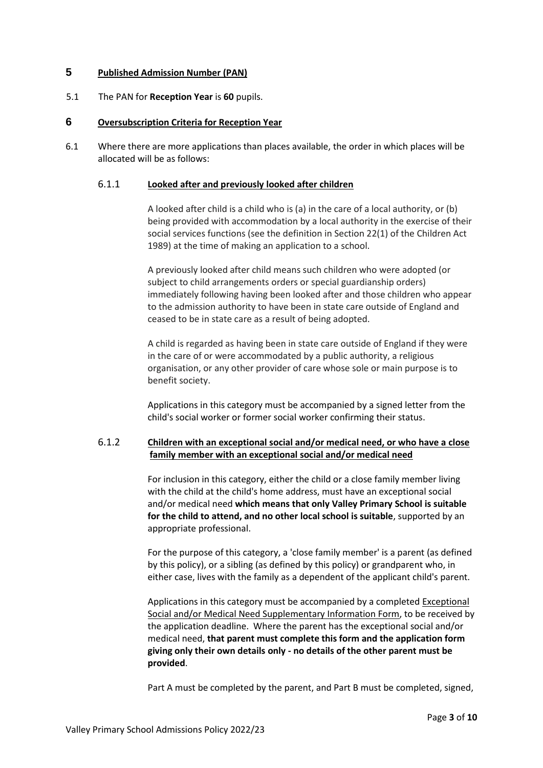## 5 Published Admission Number (PAN)

5.1 The PAN for **Reception Year** is **60** pupils.

## 6 Oversubscription Criteria for Reception Year

6.1 Where there are more applications than places available, the order in which places will be allocated will be as follows:

### 6.1.1 Looked after and previously looked after children

A looked after child is a child who is (a) in the care of a local authority, or (b) being provided with accommodation by a local authority in the exercise of their social services functions (see the definition in Section 22(1) of the Children Act 1989) at the time of making an application to a school.

A previously looked after child means such children who were adopted (or subject to child arrangements orders or special guardianship orders) immediately following having been looked after and those children who appear to the admission authority to have been in state care outside of England and ceased to be in state care as a result of being adopted.

A child is regarded as having been in state care outside of England if they were in the care of or were accommodated by a public authority, a religious organisation, or any other provider of care whose sole or main purpose is to benefit society.

Applications in this category must be accompanied by a signed letter from the child's social worker or former social worker confirming their status.

### 6.1.2 Children with an exceptional social and/or medical need, or who have a close family member with an exceptional social and/or medical need

For inclusion in this category, either the child or a close family member living with the child at the child's home address, must have an exceptional social and/or medical need **which means that only Valley Primary School is suitable for the child to attend, and no other local school is suitable**, supported by an appropriate professional.

For the purpose of this category, a 'close family member' is a parent (as defined by this policy), or a sibling (as defined by this policy) or grandparent who, in either case, lives with the family as a dependent of the applicant child's parent.

Applications in this category must be accompanied by a completed Exceptional Social and/or Medical Need Supplementary Information Form, to be received by the application deadline. Where the parent has the exceptional social and/or medical need, **that parent must complete this form and the application form giving only their own details only - no details of the other parent must be provided**.

Part A must be completed by the parent, and Part B must be completed, signed,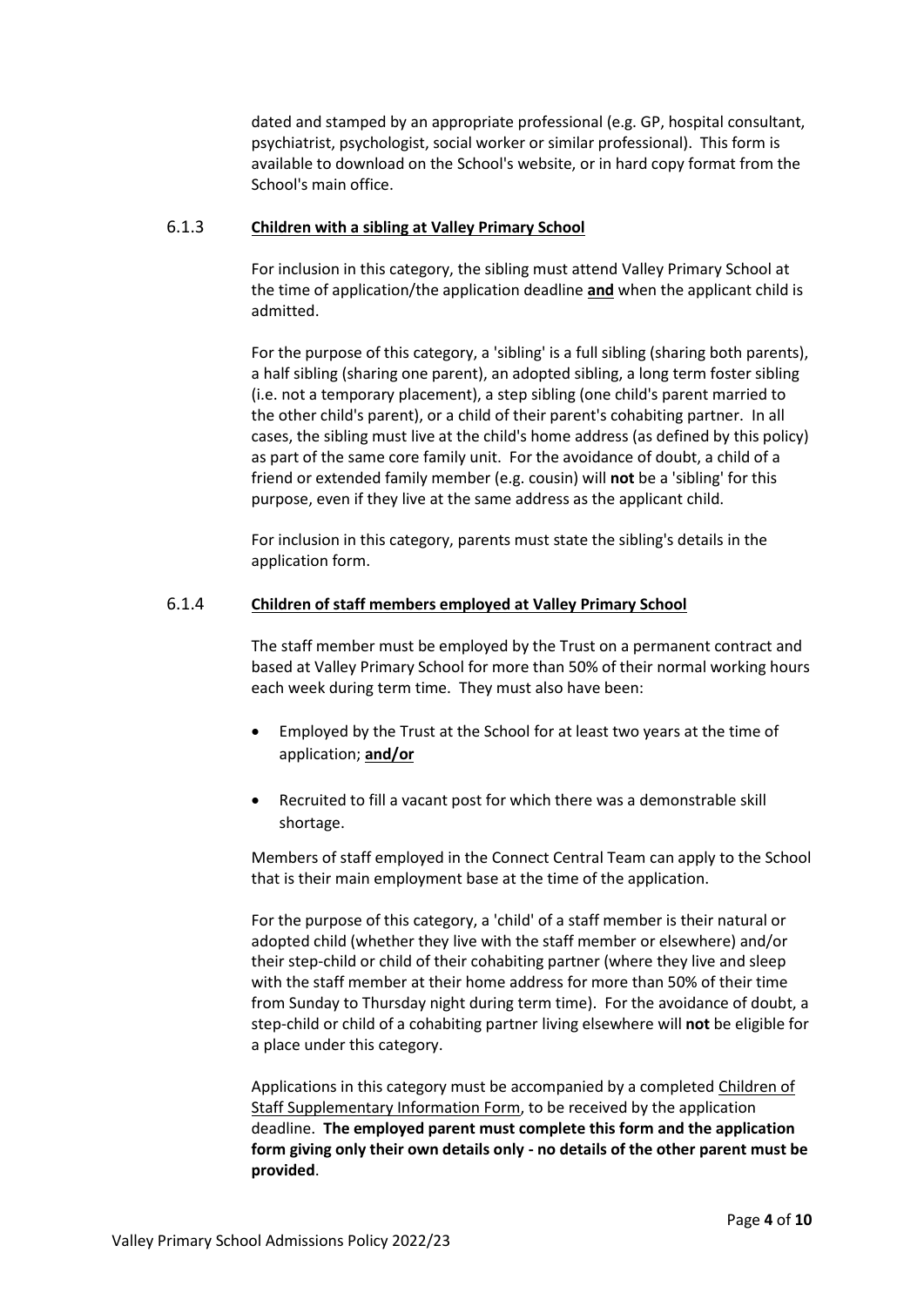dated and stamped by an appropriate professional (e.g. GP, hospital consultant, psychiatrist, psychologist, social worker or similar professional). This form is available to download on the School's website, or in hard copy format from the School's main office.

### 6.1.3 Children with a sibling at Valley Primary School

For inclusion in this category, the sibling must attend Valley Primary School at the time of application/the application deadline **and** when the applicant child is admitted.

For the purpose of this category, a 'sibling' is a full sibling (sharing both parents), a half sibling (sharing one parent), an adopted sibling, a long term foster sibling (i.e. not a temporary placement), a step sibling (one child's parent married to the other child's parent), or a child of their parent's cohabiting partner. In all cases, the sibling must live at the child's home address (as defined by this policy) as part of the same core family unit. For the avoidance of doubt, a child of a friend or extended family member (e.g. cousin) will **not** be a 'sibling' for this purpose, even if they live at the same address as the applicant child.

For inclusion in this category, parents must state the sibling's details in the application form.

### 6.1.4 Children of staff members employed at Valley Primary School

The staff member must be employed by the Trust on a permanent contract and based at Valley Primary School for more than 50% of their normal working hours each week during term time. They must also have been:

- Employed by the Trust at the School for at least two years at the time of application; **and/or**
- Recruited to fill a vacant post for which there was a demonstrable skill shortage.

Members of staff employed in the Connect Central Team can apply to the School that is their main employment base at the time of the application.

For the purpose of this category, a 'child' of a staff member is their natural or adopted child (whether they live with the staff member or elsewhere) and/or their step-child or child of their cohabiting partner (where they live and sleep with the staff member at their home address for more than 50% of their time from Sunday to Thursday night during term time). For the avoidance of doubt, a step-child or child of a cohabiting partner living elsewhere will **not** be eligible for a place under this category.

Applications in this category must be accompanied by a completed Children of Staff Supplementary Information Form, to be received by the application deadline. **The employed parent must complete this form and the application form giving only their own details only - no details of the other parent must be provided**.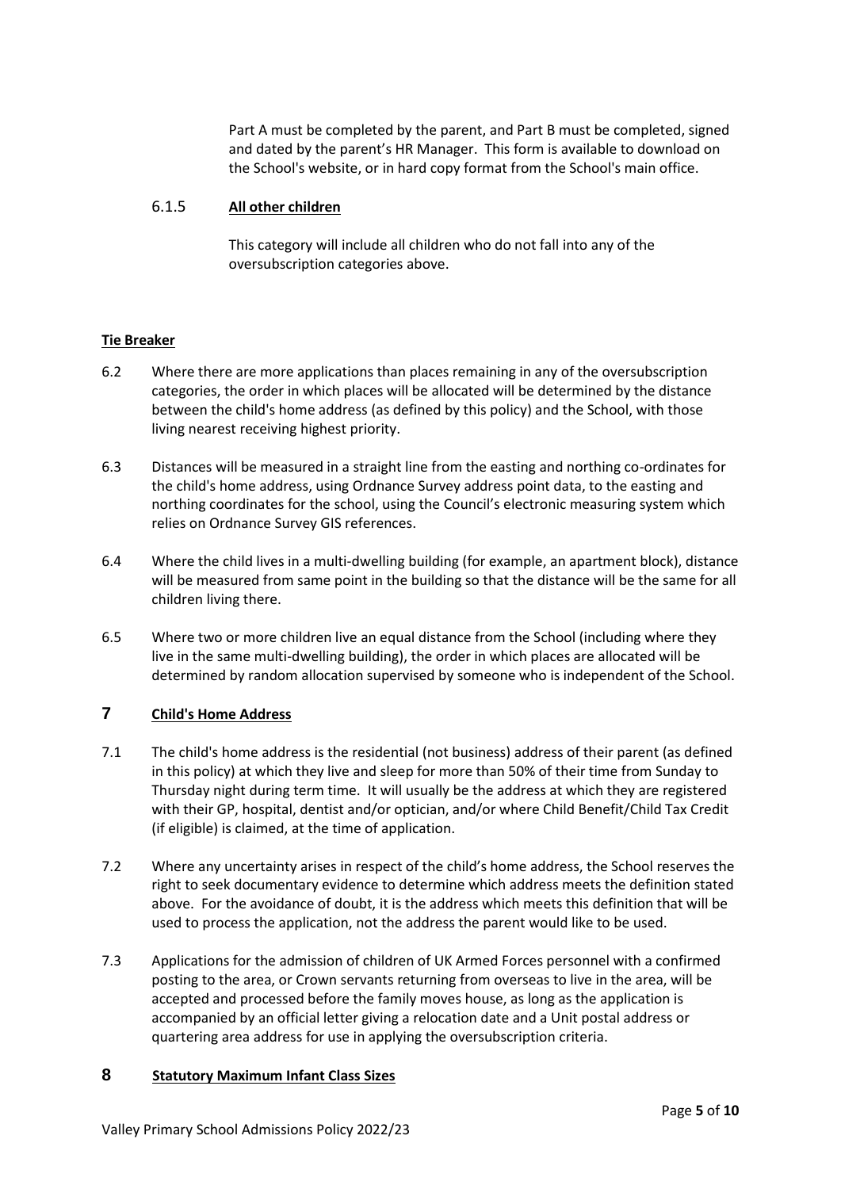Part A must be completed by the parent, and Part B must be completed, signed and dated by the parent's HR Manager. This form is available to download on the School's website, or in hard copy format from the School's main office.

6.1.5 **All other children**

This category will include all children who do not fall into any of the oversubscription categories above.

**Tie Breaker**

6.2 Where there are more applications than places remaining in any of the oversubscription categories, the order in which places will be allocated will be determined by the distance between the child's home address (as defined by this policy) and the School, with those living nearest receiving highest priority.

6.3 Distances will be measured in a straight line from the easting and northing co-ordinates for the child's home address, using Ordnance Survey address point data, to the easting and northing coordinates for the school, using the Council's electronic measuring system which relies on Ordnance Survey GIS references.

6.4 Where the child lives in a multi-dwelling building (for example, an apartment block), distance will be measured from same point in the building so that the distance will be the same for all children living there.

6.5 Where two or more children live an equal distance from the School (including where they live in the same multi-dwelling building), the order in which places are allocated will be determined by random allocation supervised by someone who is independent of the School.

## 7 Child's Home Address

7.1 The child's home address is the residential (not business) address of their parent (as defined in this policy) at which they live and sleep for more than 50% of their time from Sunday to Thursday night during term time. It will usually be the address at which they are registered with their GP, hospital, dentist and/or optician, and/or where Child Benefit/Child Tax Credit (if eligible) is claimed, at the time of application.

7.2 Where any uncertainty arises in respect of the child's home address, the School reserves the right to seek documentary evidence to determine which address meets the definition stated above. For the avoidance of doubt, it is the address which meets this definition that will be used to process the application, not the address the parent would like to be used.

7.3 Applications for the admission of children of UK Armed Forces personnel with a confirmed posting to the area, or Crown servants returning from overseas to live in the area, will be accepted and processed before the family moves house, as long as the application is accompanied by an official letter giving a relocation date and a Unit postal address or quartering area address for use in applying the oversubscription criteria.

## 8 Statutory Maximum Infant Class Sizes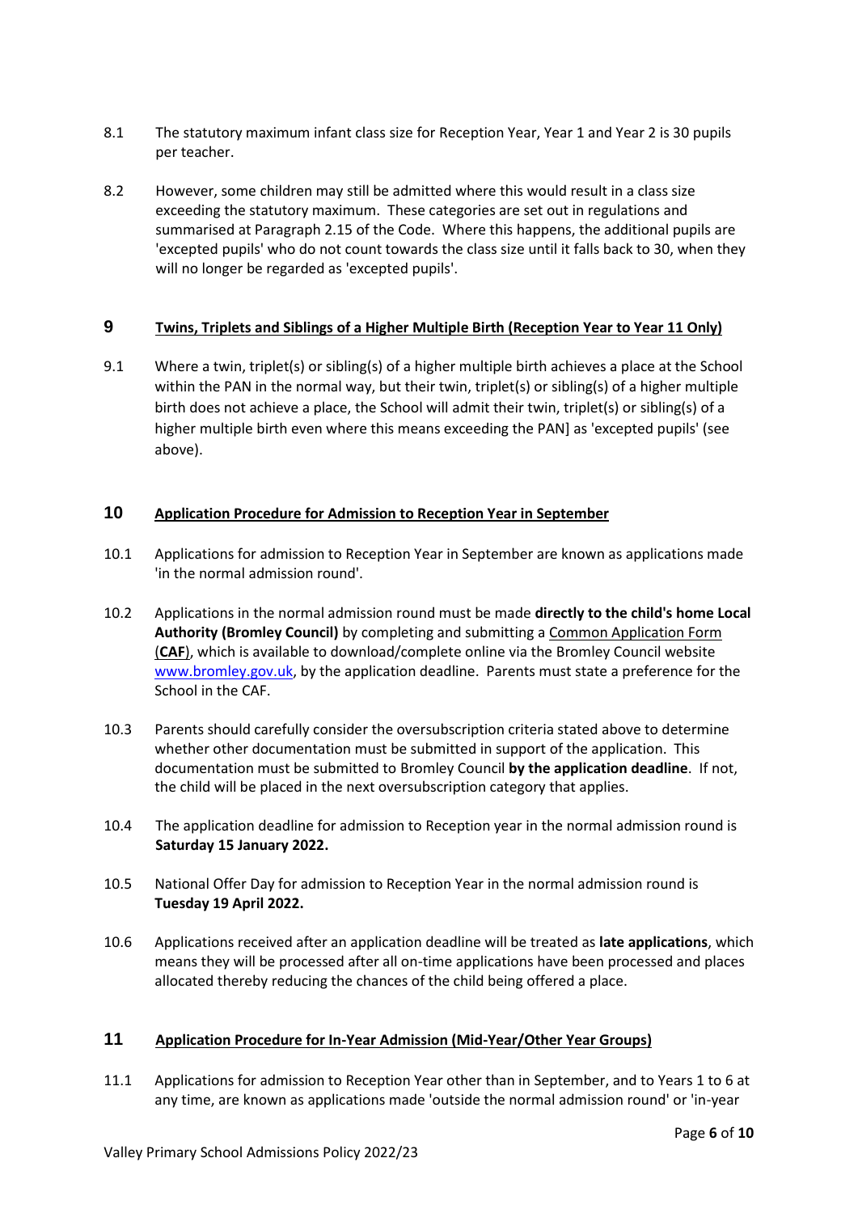8.1 The statutory maximum infant class size for Reception Year, Year 1 and Year 2 is 30 pupils per teacher.

8.2 However, some children may still be admitted where this would result in a class size exceeding the statutory maximum. These categories are set out in regulations and summarised at Paragraph 2.15 of the Code. Where this happens, the additional pupils are 'excepted pupils' who do not count towards the class size until it falls back to 30, when they will no longer be regarded as 'excepted pupils'.

## 9 Twins, Triplets and Siblings of a Higher Multiple Birth (Reception Year to Year 11 Only)

9.1 Where a twin, triplet(s) or sibling(s) of a higher multiple birth achieves a place at the School within the PAN in the normal way, but their twin, triplet(s) or sibling(s) of a higher multiple birth does not achieve a place, the School will admit their twin, triplet(s) or sibling(s) of a higher multiple birth even where this means exceeding the PAN] as 'excepted pupils' (see above).

## 10 Application Procedure for Admission to Reception Year in September

10.1 Applications for admission to Reception Year in September are known as applications made 'in the normal admission round'.

10.2 Applications in the normal admission round must be made **directly to the child's home Local Authority (Bromley Council)** by completing and submitting a Common Application Form (**CAF**), which is available to download/complete online via the Bromley Council website www.bromley.gov.uk, by the application deadline. Parents must state a preference for the School in the CAF.

10.3 Parents should carefully consider the oversubscription criteria stated above to determine whether other documentation must be submitted in support of the application. This documentation must be submitted to Bromley Council **by the application deadline**. If not, the child will be placed in the next oversubscription category that applies.

10.4 The application deadline for admission to Reception year in the normal admission round is **Saturday 15 January 2022.**

10.5 National Offer Day for admission to Reception Year in the normal admission round is **Tuesday 19 April 2022.**

10.6 Applications received after an application deadline will be treated as **late applications**, which means they will be processed after all on-time applications have been processed and places allocated thereby reducing the chances of the child being offered a place.

## 11 Application Procedure for In-Year Admission (Mid-Year/Other Year Groups)

11.1 Applications for admission to Reception Year other than in September, and to Years 1 to 6 at any time, are known as applications made 'outside the normal admission round' or 'in-year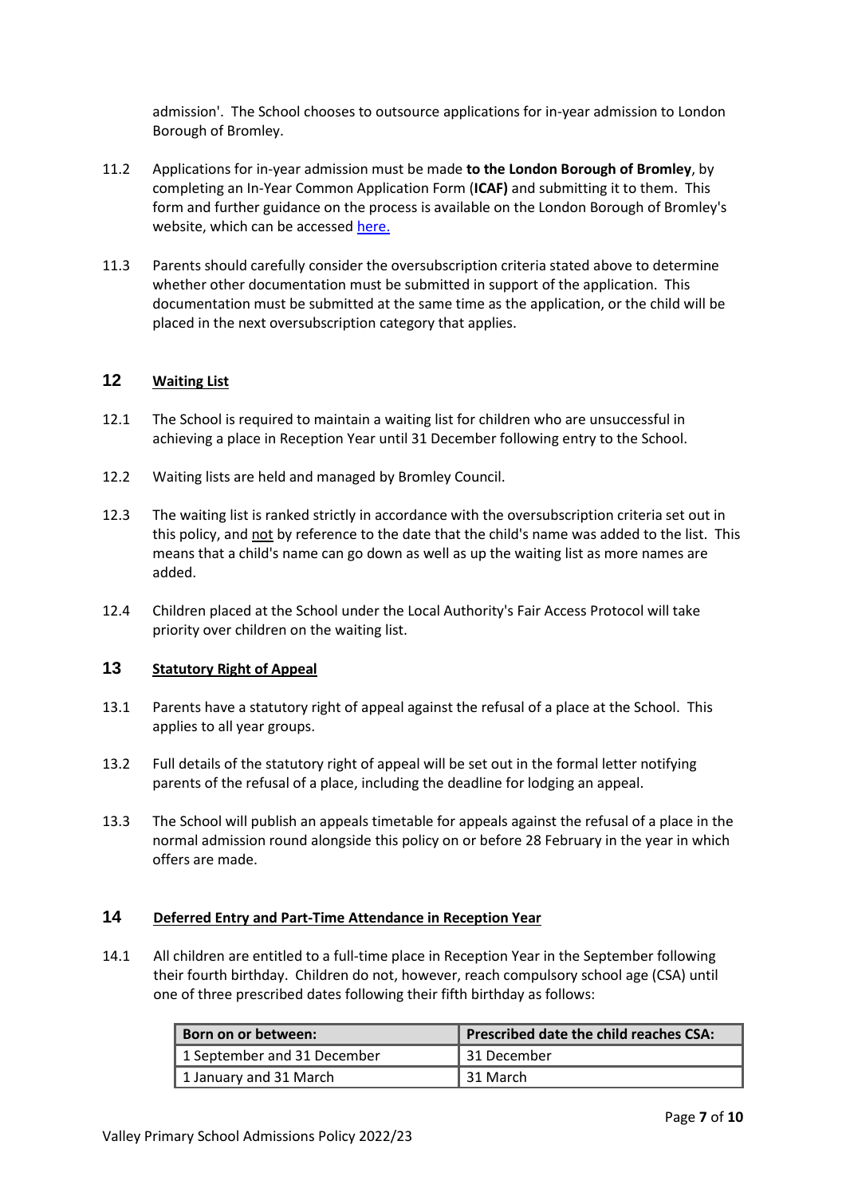admission'. The School chooses to outsource applications for in-year admission to London Borough of Bromley.

11.2 Applications for in-year admission must be made **to the London Borough of Bromley**, by completing an In-Year Common Application Form (**ICAF)** and submitting it to them. This form and further guidance on the process is available on the London Borough of Bromley's website, which can be accessed [here.](#)

11.3 Parents should carefully consider the oversubscription criteria stated above to determine whether other documentation must be submitted in support of the application. This documentation must be submitted at the same time as the application, or the child will be placed in the next oversubscription category that applies.

## 12 Waiting List

12.1 The School is required to maintain a waiting list for children who are unsuccessful in achieving a place in Reception Year until 31 December following entry to the School.

12.2 Waiting lists are held and managed by Bromley Council.

12.3 The waiting list is ranked strictly in accordance with the oversubscription criteria set out in this policy, and <u>not</u> by reference to the date that the child's name was added to the list. This means that a child's name can go down as well as up the waiting list as more names are added.

12.4 Children placed at the School under the Local Authority's Fair Access Protocol will take priority over children on the waiting list.

## 13 Statutory Right of Appeal

13.1 Parents have a statutory right of appeal against the refusal of a place at the School. This applies to all year groups.

13.2 Full details of the statutory right of appeal will be set out in the formal letter notifying parents of the refusal of a place, including the deadline for lodging an appeal.

13.3 The School will publish an appeals timetable for appeals against the refusal of a place in the normal admission round alongside this policy on or before 28 February in the year in which offers are made.

## 14 Deferred Entry and Part-Time Attendance in Reception Year

14.1 All children are entitled to a full-time place in Reception Year in the September following their fourth birthday. Children do not, however, reach compulsory school age (CSA) until one of three prescribed dates following their fifth birthday as follows:

| Born on or between: | Prescribed date the child reaches CSA: |
|---|---|
| 1 September and 31 December | 31 December |
| 1 January and 31 March | 31 March |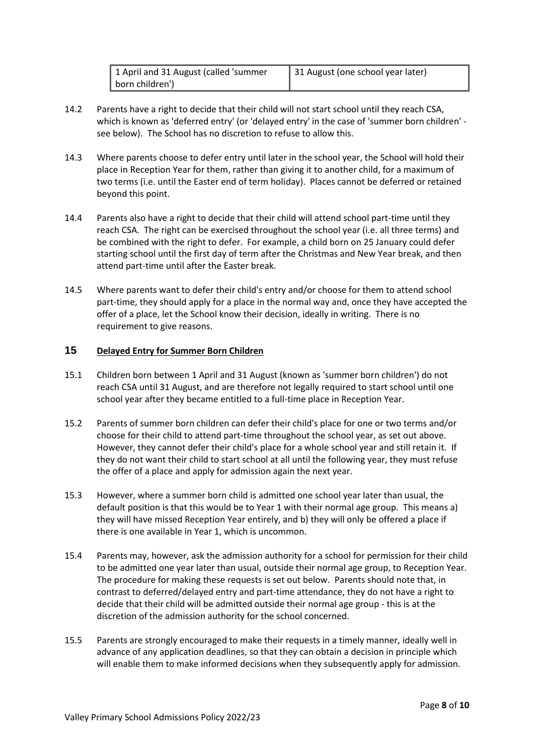| 1 April and 31 August (called 'summer born children') | 31 August (one school year later) |
|---|---|

14.2 Parents have a right to decide that their child will not start school until they reach CSA, which is known as 'deferred entry' (or 'delayed entry' in the case of 'summer born children' - see below). The School has no discretion to refuse to allow this.

14.3 Where parents choose to defer entry until later in the school year, the School will hold their place in Reception Year for them, rather than giving it to another child, for a maximum of two terms (i.e. until the Easter end of term holiday). Places cannot be deferred or retained beyond this point.

14.4 Parents also have a right to decide that their child will attend school part-time until they reach CSA. The right can be exercised throughout the school year (i.e. all three terms) and be combined with the right to defer. For example, a child born on 25 January could defer starting school until the first day of term after the Christmas and New Year break, and then attend part-time until after the Easter break.

14.5 Where parents want to defer their child's entry and/or choose for them to attend school part-time, they should apply for a place in the normal way and, once they have accepted the offer of a place, let the School know their decision, ideally in writing. There is no requirement to give reasons.

## 15 Delayed Entry for Summer Born Children

15.1 Children born between 1 April and 31 August (known as 'summer born children') do not reach CSA until 31 August, and are therefore not legally required to start school until one school year after they became entitled to a full-time place in Reception Year.

15.2 Parents of summer born children can defer their child's place for one or two terms and/or choose for their child to attend part-time throughout the school year, as set out above. However, they cannot defer their child's place for a whole school year and still retain it. If they do not want their child to start school at all until the following year, they must refuse the offer of a place and apply for admission again the next year.

15.3 However, where a summer born child is admitted one school year later than usual, the default position is that this would be to Year 1 with their normal age group. This means a) they will have missed Reception Year entirely, and b) they will only be offered a place if there is one available in Year 1, which is uncommon.

15.4 Parents may, however, ask the admission authority for a school for permission for their child to be admitted one year later than usual, outside their normal age group, to Reception Year. The procedure for making these requests is set out below. Parents should note that, in contrast to deferred/delayed entry and part-time attendance, they do not have a right to decide that their child will be admitted outside their normal age group - this is at the discretion of the admission authority for the school concerned.

15.5 Parents are strongly encouraged to make their requests in a timely manner, ideally well in advance of any application deadlines, so that they can obtain a decision in principle which will enable them to make informed decisions when they subsequently apply for admission.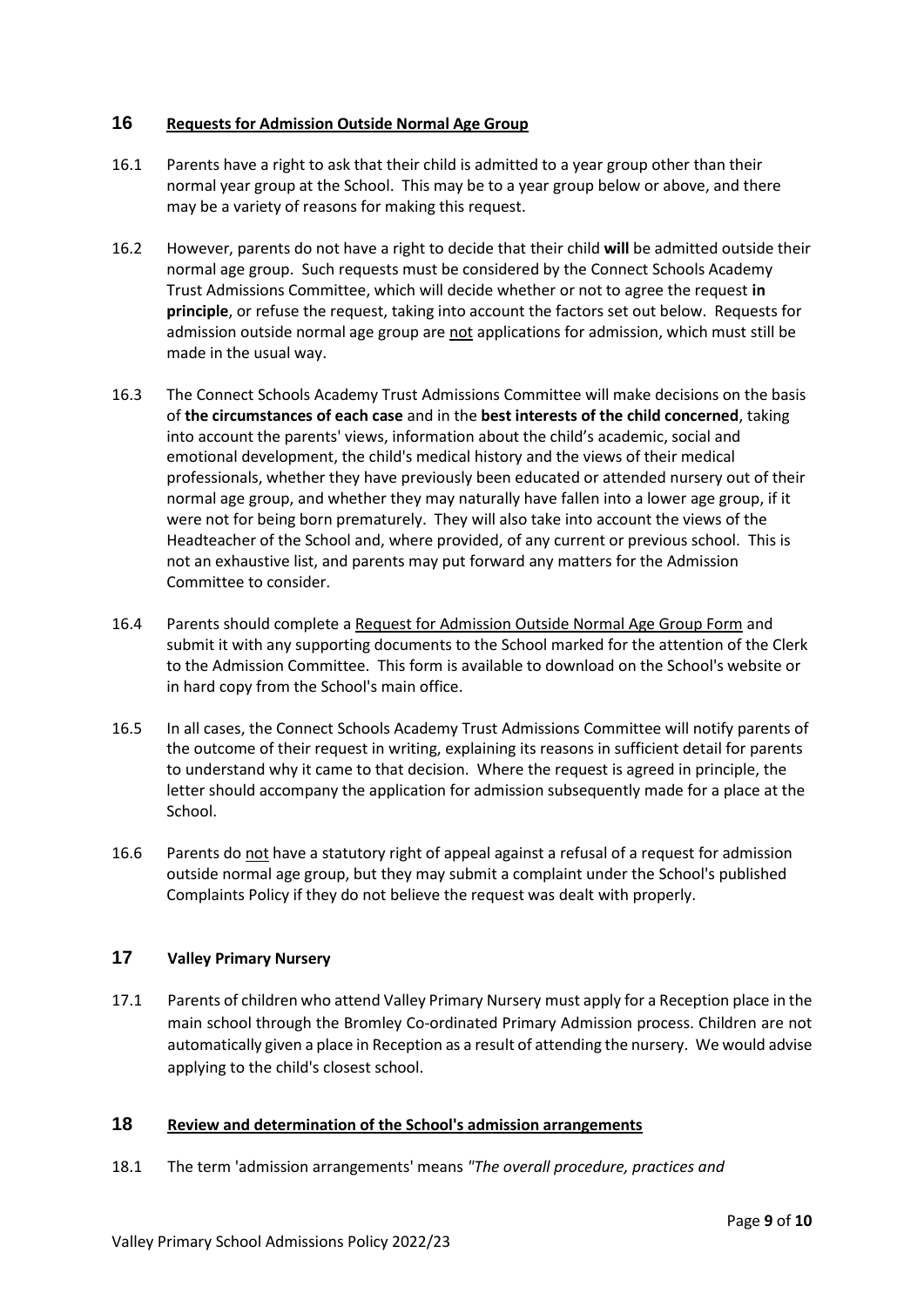## 16 Requests for Admission Outside Normal Age Group

16.1 Parents have a right to ask that their child is admitted to a year group other than their normal year group at the School. This may be to a year group below or above, and there may be a variety of reasons for making this request.

16.2 However, parents do not have a right to decide that their child **will** be admitted outside their normal age group. Such requests must be considered by the Connect Schools Academy Trust Admissions Committee, which will decide whether or not to agree the request **in principle**, or refuse the request, taking into account the factors set out below. Requests for admission outside normal age group are not applications for admission, which must still be made in the usual way.

16.3 The Connect Schools Academy Trust Admissions Committee will make decisions on the basis of **the circumstances of each case** and in the **best interests of the child concerned**, taking into account the parents' views, information about the child's academic, social and emotional development, the child's medical history and the views of their medical professionals, whether they have previously been educated or attended nursery out of their normal age group, and whether they may naturally have fallen into a lower age group, if it were not for being born prematurely. They will also take into account the views of the Headteacher of the School and, where provided, of any current or previous school. This is not an exhaustive list, and parents may put forward any matters for the Admission Committee to consider.

16.4 Parents should complete a Request for Admission Outside Normal Age Group Form and submit it with any supporting documents to the School marked for the attention of the Clerk to the Admission Committee. This form is available to download on the School's website or in hard copy from the School's main office.

16.5 In all cases, the Connect Schools Academy Trust Admissions Committee will notify parents of the outcome of their request in writing, explaining its reasons in sufficient detail for parents to understand why it came to that decision. Where the request is agreed in principle, the letter should accompany the application for admission subsequently made for a place at the School.

16.6 Parents do not have a statutory right of appeal against a refusal of a request for admission outside normal age group, but they may submit a complaint under the School's published Complaints Policy if they do not believe the request was dealt with properly.

## 17 Valley Primary Nursery

17.1 Parents of children who attend Valley Primary Nursery must apply for a Reception place in the main school through the Bromley Co-ordinated Primary Admission process. Children are not automatically given a place in Reception as a result of attending the nursery. We would advise applying to the child's closest school.

## 18 Review and determination of the School's admission arrangements

18.1 The term 'admission arrangements' means *"The overall procedure, practices and*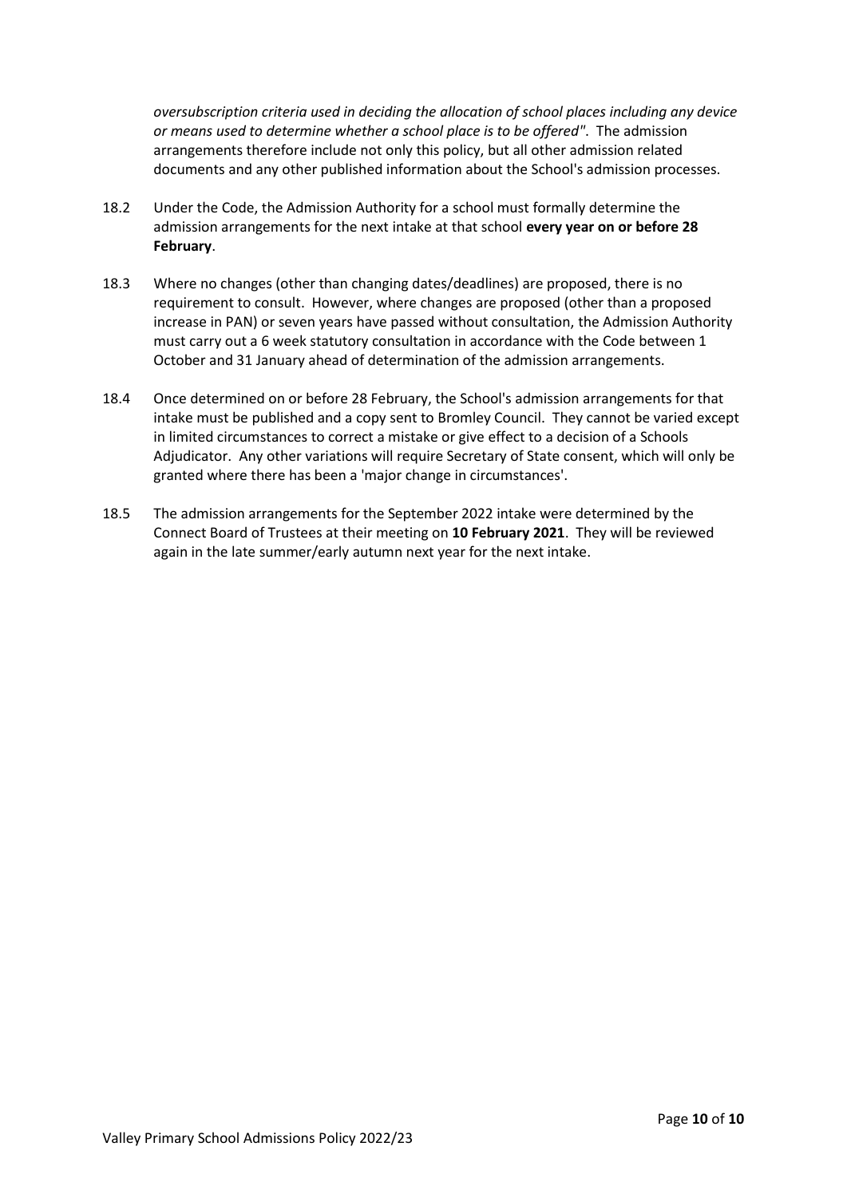*oversubscription criteria used in deciding the allocation of school places including any device or means used to determine whether a school place is to be offered"*. The admission arrangements therefore include not only this policy, but all other admission related documents and any other published information about the School's admission processes.

18.2 Under the Code, the Admission Authority for a school must formally determine the admission arrangements for the next intake at that school **every year on or before 28 February**.

18.3 Where no changes (other than changing dates/deadlines) are proposed, there is no requirement to consult. However, where changes are proposed (other than a proposed increase in PAN) or seven years have passed without consultation, the Admission Authority must carry out a 6 week statutory consultation in accordance with the Code between 1 October and 31 January ahead of determination of the admission arrangements.

18.4 Once determined on or before 28 February, the School's admission arrangements for that intake must be published and a copy sent to Bromley Council. They cannot be varied except in limited circumstances to correct a mistake or give effect to a decision of a Schools Adjudicator. Any other variations will require Secretary of State consent, which will only be granted where there has been a 'major change in circumstances'.

18.5 The admission arrangements for the September 2022 intake were determined by the Connect Board of Trustees at their meeting on **10 February 2021**. They will be reviewed again in the late summer/early autumn next year for the next intake.